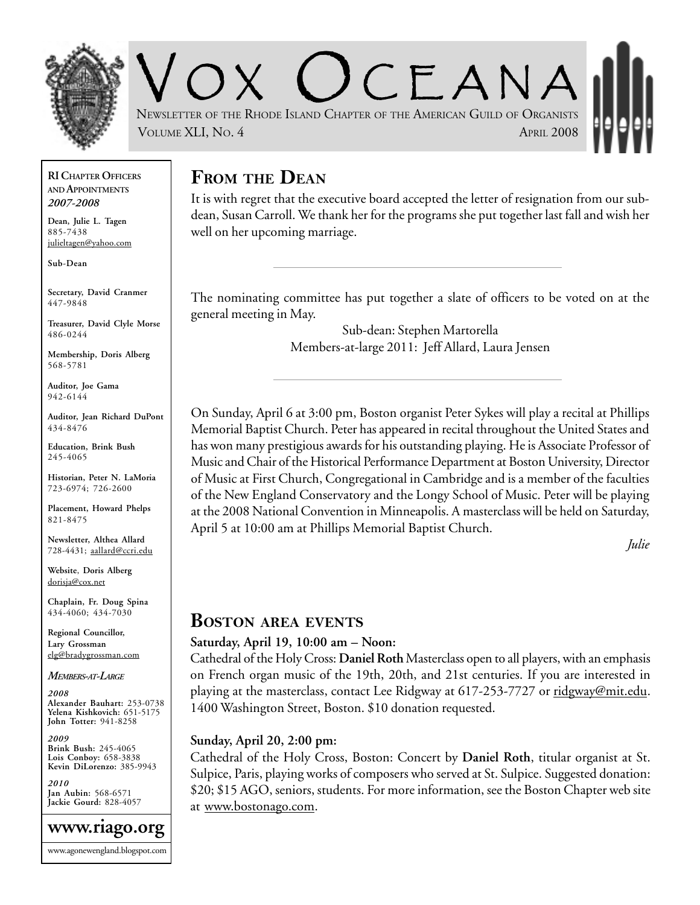# Vox Oceana

Newsletter of the Rhode Island Chapter of the American Guild of Organists

Volume XLI, No. 4 — April 2008

**RI Chapter Officers and Appointments**
***2007-2008***

**Dean, Julie L. Tagen**
885-7438
julieltagen@yahoo.com

**Sub-Dean**

**Secretary, David Cranmer**
447-9848

**Treasurer, David Clyle Morse**
486-0244

**Membership, Doris Alberg**
568-5781

**Auditor, Joe Gama**
942-6144

**Auditor, Jean Richard DuPont**
434-8476

**Education, Brink Bush**
245-4065

**Historian, Peter N. LaMoria**
723-6974; 726-2600

**Placement, Howard Phelps**
821-8475

**Newsletter, Althea Allard**
728-4431; aallard@ccri.edu

**Website, Doris Alberg**
dorisja@cox.net

**Chaplain, Fr. Doug Spina**
434-4060; 434-7030

**Regional Councillor, Lary Grossman**
elg@bradygrossman.com

***Members-at-Large***

***2008***
**Alexander Bauhart:** 253-0738
**Yelena Kishkovich:** 651-5175
**John Totter:** 941-8258

***2009***
**Brink Bush:** 245-4065
**Lois Conboy:** 658-3838
**Kevin DiLorenzo:** 385-9943

***2010***
**Jan Aubin:** 568-6571
**Jackie Gourd:** 828-4057

**www.riago.org**

www.agonewengland.blogspot.com

## From the Dean

It is with regret that the executive board accepted the letter of resignation from our sub-dean, Susan Carroll. We thank her for the programs she put together last fall and wish her well on her upcoming marriage.

---

The nominating committee has put together a slate of officers to be voted on at the general meeting in May.

Sub-dean: Stephen Martorella
Members-at-large 2011: Jeff Allard, Laura Jensen

---

On Sunday, April 6 at 3:00 pm, Boston organist Peter Sykes will play a recital at Phillips Memorial Baptist Church. Peter has appeared in recital throughout the United States and has won many prestigious awards for his outstanding playing. He is Associate Professor of Music and Chair of the Historical Performance Department at Boston University, Director of Music at First Church, Congregational in Cambridge and is a member of the faculties of the New England Conservatory and the Longy School of Music. Peter will be playing at the 2008 National Convention in Minneapolis. A masterclass will be held on Saturday, April 5 at 10:00 am at Phillips Memorial Baptist Church.

*Julie*

## Boston area events

**Saturday, April 19, 10:00 am – Noon:**
Cathedral of the Holy Cross: **Daniel Roth** Masterclass open to all players, with an emphasis on French organ music of the 19th, 20th, and 21st centuries. If you are interested in playing at the masterclass, contact Lee Ridgway at 617-253-7727 or ridgway@mit.edu. 1400 Washington Street, Boston. $10 donation requested.

**Sunday, April 20, 2:00 pm:**
Cathedral of the Holy Cross, Boston: Concert by **Daniel Roth**, titular organist at St. Sulpice, Paris, playing works of composers who served at St. Sulpice. Suggested donation: $20; $15 AGO, seniors, students. For more information, see the Boston Chapter web site at www.bostonago.com.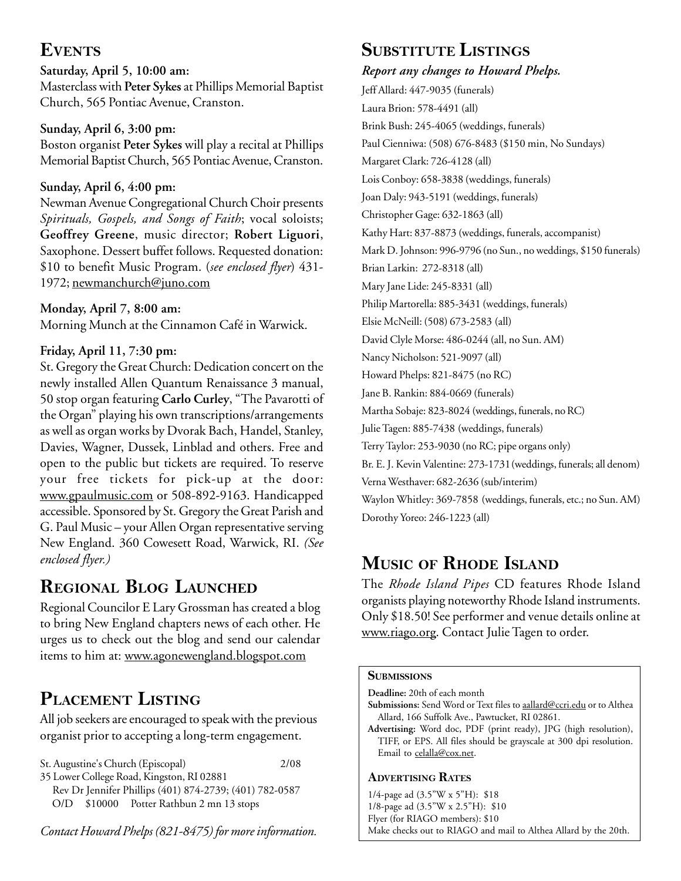## Events

**Saturday, April 5, 10:00 am:**
Masterclass with **Peter Sykes** at Phillips Memorial Baptist Church, 565 Pontiac Avenue, Cranston.

**Sunday, April 6, 3:00 pm:**
Boston organist **Peter Sykes** will play a recital at Phillips Memorial Baptist Church, 565 Pontiac Avenue, Cranston.

**Sunday, April 6, 4:00 pm:**
Newman Avenue Congregational Church Choir presents *Spirituals, Gospels, and Songs of Faith*; vocal soloists; **Geoffrey Greene**, music director; **Robert Liguori**, Saxophone. Dessert buffet follows. Requested donation: $10 to benefit Music Program. (*see enclosed flyer*) 431-1972; newmanchurch@juno.com

**Monday, April 7, 8:00 am:**
Morning Munch at the Cinnamon Café in Warwick.

**Friday, April 11, 7:30 pm:**
St. Gregory the Great Church: Dedication concert on the newly installed Allen Quantum Renaissance 3 manual, 50 stop organ featuring **Carlo Curley**, "The Pavarotti of the Organ" playing his own transcriptions/arrangements as well as organ works by Dvorak Bach, Handel, Stanley, Davies, Wagner, Dussek, Linblad and others. Free and open to the public but tickets are required. To reserve your free tickets for pick-up at the door: www.gpaulmusic.com or 508-892-9163. Handicapped accessible. Sponsored by St. Gregory the Great Parish and G. Paul Music – your Allen Organ representative serving New England. 360 Cowesett Road, Warwick, RI. *(See enclosed flyer.)*

## Regional Blog Launched

Regional Councilor E Lary Grossman has created a blog to bring New England chapters news of each other. He urges us to check out the blog and send our calendar items to him at: www.agonewengland.blogspot.com

## Placement Listing

All job seekers are encouraged to speak with the previous organist prior to accepting a long-term engagement.

St. Augustine's Church (Episcopal) 2/08
35 Lower College Road, Kingston, RI 02881
Rev Dr Jennifer Phillips (401) 874-2739; (401) 782-0587
O/D $10000 Potter Rathbun 2 mn 13 stops

*Contact Howard Phelps (821-8475) for more information.*

## Substitute Listings

***Report any changes to Howard Phelps.***

Jeff Allard: 447-9035 (funerals)
Laura Brion: 578-4491 (all)
Brink Bush: 245-4065 (weddings, funerals)
Paul Cienniwa: (508) 676-8483 ($150 min, No Sundays)
Margaret Clark: 726-4128 (all)
Lois Conboy: 658-3838 (weddings, funerals)
Joan Daly: 943-5191 (weddings, funerals)
Christopher Gage: 632-1863 (all)
Kathy Hart: 837-8873 (weddings, funerals, accompanist)
Mark D. Johnson: 996-9796 (no Sun., no weddings, $150 funerals)
Brian Larkin: 272-8318 (all)
Mary Jane Lide: 245-8331 (all)
Philip Martorella: 885-3431 (weddings, funerals)
Elsie McNeill: (508) 673-2583 (all)
David Clyle Morse: 486-0244 (all, no Sun. AM)
Nancy Nicholson: 521-9097 (all)
Howard Phelps: 821-8475 (no RC)
Jane B. Rankin: 884-0669 (funerals)
Martha Sobaje: 823-8024 (weddings, funerals, no RC)
Julie Tagen: 885-7438 (weddings, funerals)
Terry Taylor: 253-9030 (no RC; pipe organs only)
Br. E. J. Kevin Valentine: 273-1731 (weddings, funerals; all denom)
Verna Westhaver: 682-2636 (sub/interim)
Waylon Whitley: 369-7858 (weddings, funerals, etc.; no Sun. AM)
Dorothy Yoreo: 246-1223 (all)

## Music of Rhode Island

The *Rhode Island Pipes* CD features Rhode Island organists playing noteworthy Rhode Island instruments. Only $18.50! See performer and venue details online at www.riago.org. Contact Julie Tagen to order.

### Submissions

**Deadline:** 20th of each month
**Submissions:** Send Word or Text files to aallard@ccri.edu or to Althea Allard, 166 Suffolk Ave., Pawtucket, RI 02861.
**Advertising:** Word doc, PDF (print ready), JPG (high resolution), TIFF, or EPS. All files should be grayscale at 300 dpi resolution. Email to celalla@cox.net.

### Advertising Rates

1/4-page ad (3.5"W x 5"H): $18
1/8-page ad (3.5"W x 2.5"H): $10
Flyer (for RIAGO members): $10
Make checks out to RIAGO and mail to Althea Allard by the 20th.